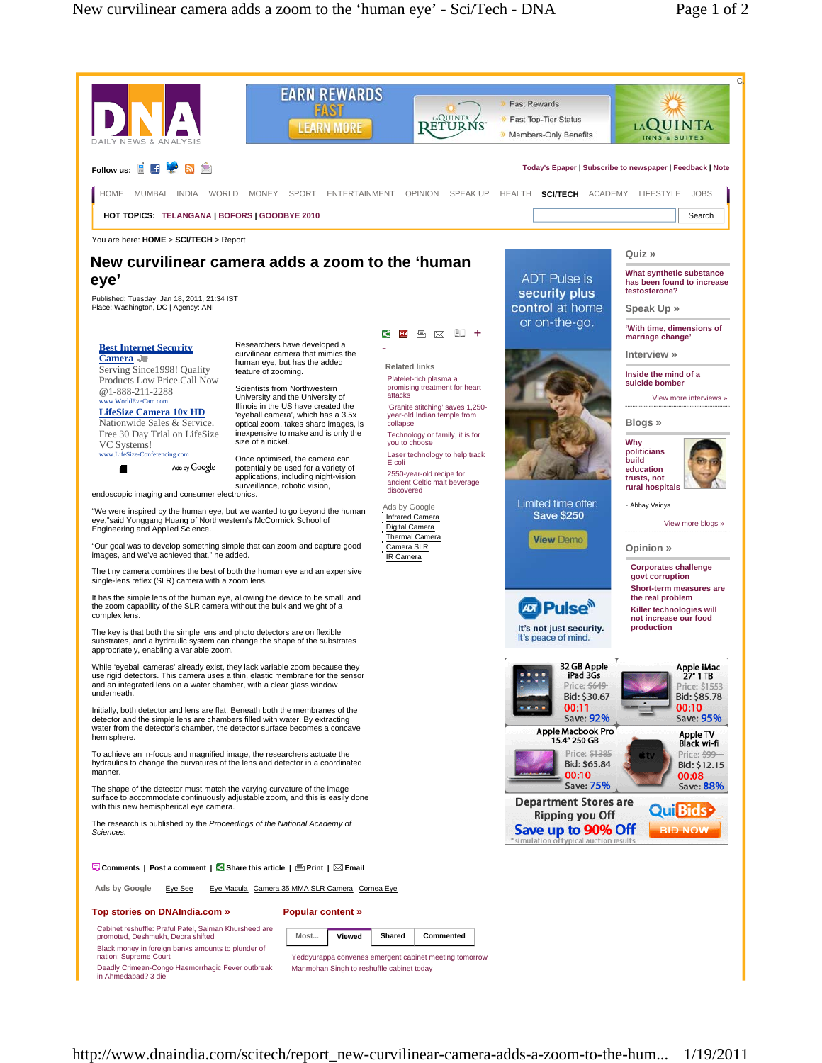You are here: HOME > SCI/TECH > Report

# New curvilinear camera adds a zoom to the 'human eye'

Published: Tuesday, Jan 18, 2011, 21:34 IST
Place: Washington, DC | Agency: ANI

Researchers have developed a curvilinear camera that mimics the human eye, but has the added feature of zooming.

Scientists from Northwestern University and the University of Illinois in the US have created the 'eyeball camera', which has a 3.5x optical zoom, takes sharp images, is inexpensive to make and is only the size of a nickel.

Once optimised, the camera can potentially be used for a variety of imaging applications, including night-vision surveillance, robotic vision, endoscopic imaging and consumer electronics.

"We were inspired by the human eye, but we wanted to go beyond the human eye,"said Yonggang Huang of Northwestern's McCormick School of Engineering and Applied Science.

"Our goal was to develop something simple that can zoom and capture good images, and we've achieved that," he added.

The tiny camera combines the best of both the human eye and an expensive single-lens reflex (SLR) camera with a zoom lens.

It has the simple lens of the human eye, allowing the device to be small, and the zoom capability of the SLR camera without the bulk and weight of a complex lens.

The key is that both the simple lens and photo detectors are on flexible substrates, and a hydraulic system can change the shape of the substrates appropriately, enabling a variable zoom.

While 'eyeball cameras' already exist, they lack variable zoom because they use rigid detectors. This camera uses a thin, elastic membrane for the sensor and an integrated lens on a water chamber, with a clear glass window underneath.

Initially, both detector and lens are flat. Beneath both the membranes of the detector and the simple lens are chambers filled with water. By extracting water from the detector's chamber, the detector surface becomes a concave hemisphere.

To achieve an in-focus and magnified image, the researchers actuate the hydraulics to change the curvatures of the lens and detector in a coordinated manner.

The shape of the detector must match the varying curvature of the image surface to accommodate continuously adjustable zoom, and this is easily done with this new hemispherical eye camera.

The research is published by the *Proceedings of the National Academy of Sciences.*

Comments | Post a comment | Share this article | Print | Email

**Related links**

- Platelet-rich plasma a promising treatment for heart attacks
- 'Granite stitching' saves 1,250-year-old Indian temple from collapse
- Technology or family, it is for you to choose
- Laser technology to help track E coli
- 2550-year-old recipe for ancient Celtic malt beverage discovered

**Top stories on DNAIndia.com »**

- Cabinet reshuffle: Praful Patel, Salman Khursheed are promoted, Deshmukh, Deora shifted
- Black money in foreign banks amounts to plunder of nation: Supreme Court
- Deadly Crimean-Congo Haemorrhagic Fever outbreak in Ahmedabad? 3 die

**Popular content »**

Most... | Viewed | Shared | Commented

- Yeddyurappa convenes emergent cabinet meeting tomorrow
- Manmohan Singh to reshuffle cabinet today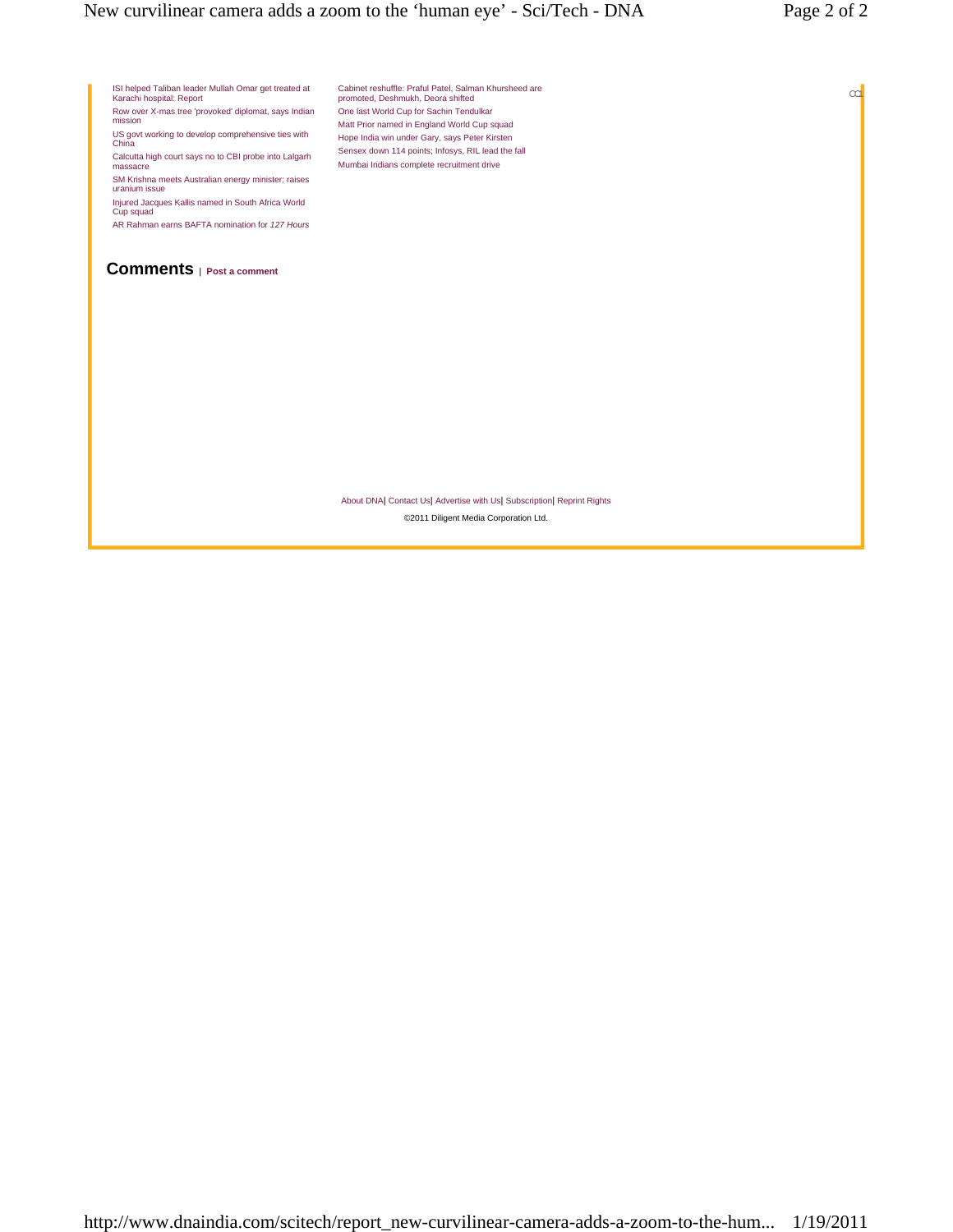- ISI helped Taliban leader Mullah Omar get treated at Karachi hospital: Report
- Row over X-mas tree 'provoked' diplomat, says Indian mission
- US govt working to develop comprehensive ties with China
- Calcutta high court says no to CBI probe into Lalgarh massacre
- SM Krishna meets Australian energy minister; raises uranium issue
- Injured Jacques Kallis named in South Africa World Cup squad
- AR Rahman earns BAFTA nomination for *127 Hours*
- Cabinet reshuffle: Praful Patel, Salman Khursheed are promoted, Deshmukh, Deora shifted
- One last World Cup for Sachin Tendulkar
- Matt Prior named in England World Cup squad
- Hope India win under Gary, says Peter Kirsten
- Sensex down 114 points; Infosys, RIL lead the fall
- Mumbai Indians complete recruitment drive

## Comments | Post a comment

About DNA| Contact Us| Advertise with Us| Subscription| Reprint Rights

©2011 Diligent Media Corporation Ltd.